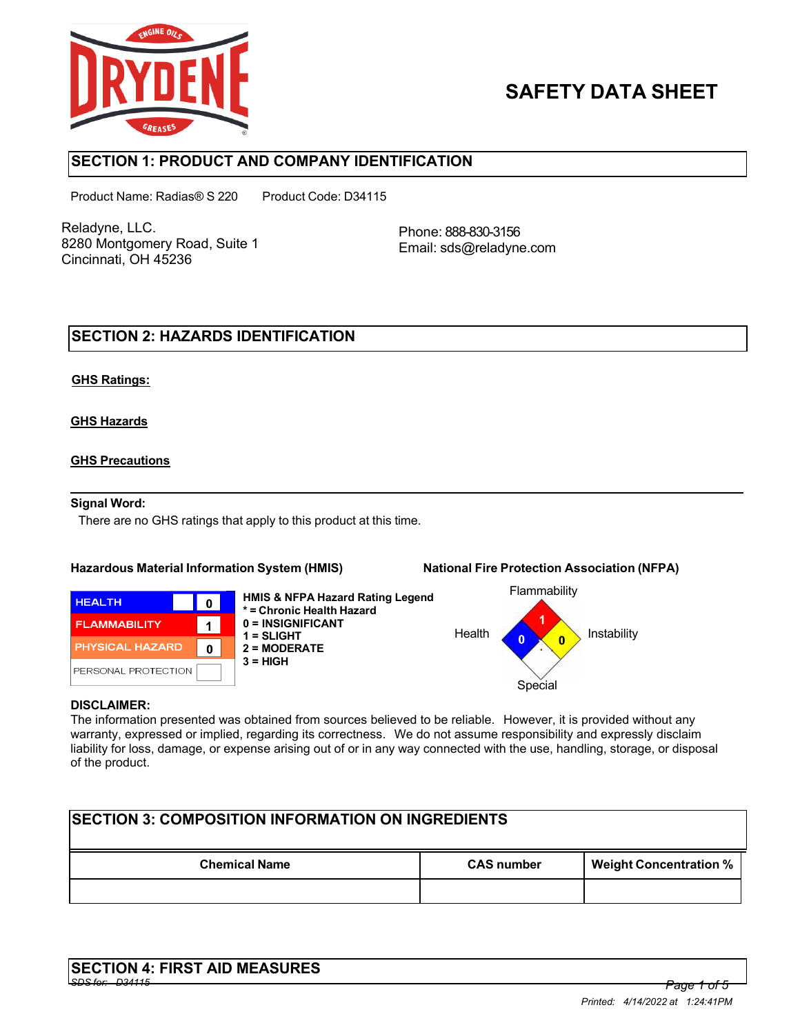# SAFETY DATA SHEET

## SECTION 1: PRODUCT AND COMPANY IDENTIFICATION

Product Name: Radias® S 220    Product Code: D34115

Reladyne, LLC.
8280 Montgomery Road, Suite 1
Cincinnati, OH 45236

Phone: 888-830-3156
Email: sds@reladyne.com

## SECTION 2: HAZARDS IDENTIFICATION

**GHS Ratings:**

**GHS Hazards**

**GHS Precautions**

**Signal Word:**

There are no GHS ratings that apply to this product at this time.

**Hazardous Material Information System (HMIS)**

| | |
|---|---|
| HEALTH | 0 |
| FLAMMABILITY | 1 |
| PHYSICAL HAZARD | 0 |
| PERSONAL PROTECTION | |

**HMIS & NFPA Hazard Rating Legend**
**\* = Chronic Health Hazard**
**0 = INSIGNIFICANT**
**1 = SLIGHT**
**2 = MODERATE**
**3 = HIGH**

**National Fire Protection Association (NFPA)**

| Flammability | Health | Instability | Special |
|---|---|---|---|
| 1 | 0 | 0 | |

**DISCLAIMER:**
The information presented was obtained from sources believed to be reliable. However, it is provided without any warranty, expressed or implied, regarding its correctness. We do not assume responsibility and expressly disclaim liability for loss, damage, or expense arising out of or in any way connected with the use, handling, storage, or disposal of the product.

## SECTION 3: COMPOSITION INFORMATION ON INGREDIENTS

| Chemical Name | CAS number | Weight Concentration % |
|---|---|---|
| | | |

## SECTION 4: FIRST AID MEASURES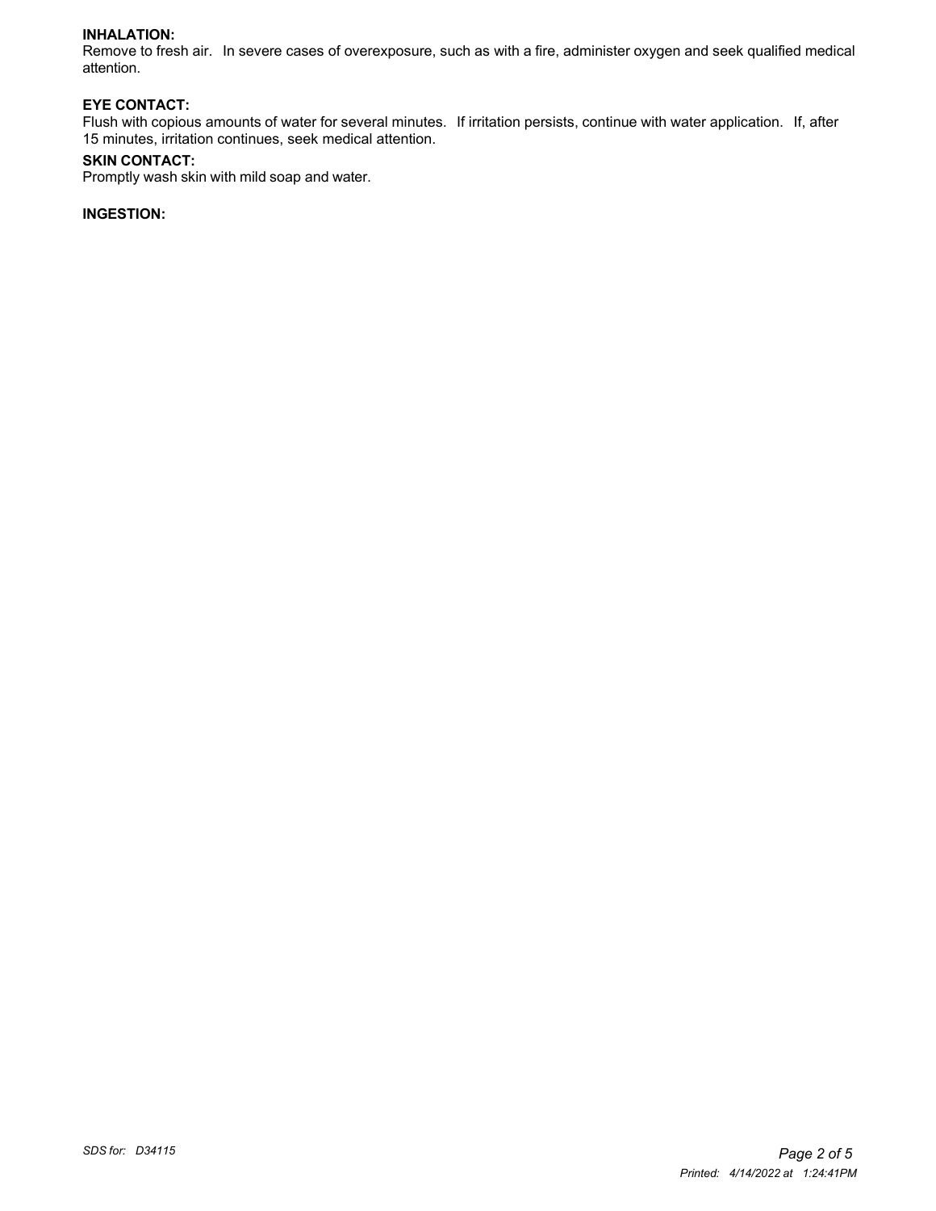**INHALATION:**
Remove to fresh air. In severe cases of overexposure, such as with a fire, administer oxygen and seek qualified medical attention.

**EYE CONTACT:**
Flush with copious amounts of water for several minutes. If irritation persists, continue with water application. If, after 15 minutes, irritation continues, seek medical attention.

**SKIN CONTACT:**
Promptly wash skin with mild soap and water.

**INGESTION:**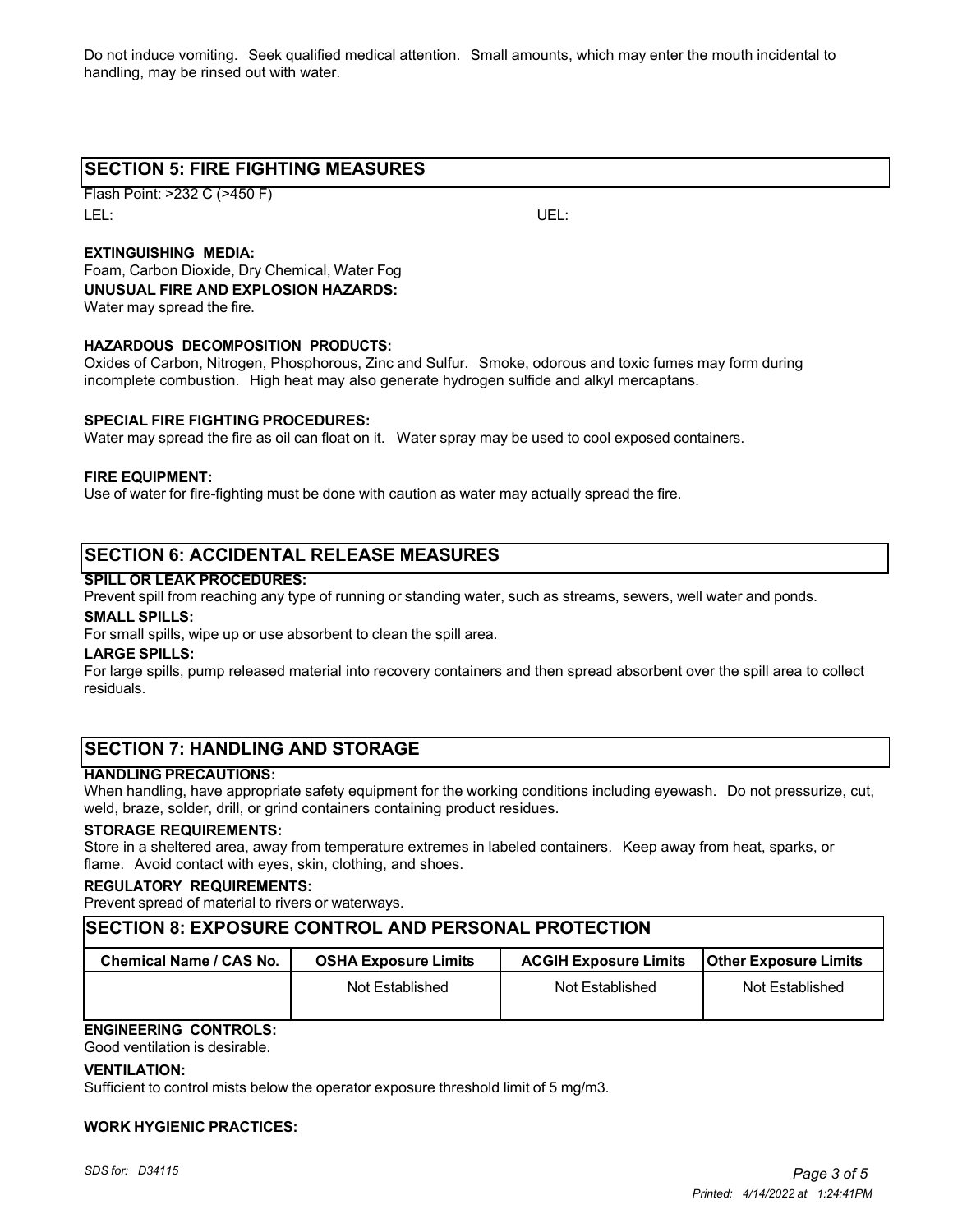Do not induce vomiting. Seek qualified medical attention. Small amounts, which may enter the mouth incidental to handling, may be rinsed out with water.

## SECTION 5: FIRE FIGHTING MEASURES

Flash Point: >232 C (>450 F)

LEL: UEL:

**EXTINGUISHING MEDIA:**

Foam, Carbon Dioxide, Dry Chemical, Water Fog

**UNUSUAL FIRE AND EXPLOSION HAZARDS:**

Water may spread the fire.

**HAZARDOUS DECOMPOSITION PRODUCTS:**

Oxides of Carbon, Nitrogen, Phosphorous, Zinc and Sulfur. Smoke, odorous and toxic fumes may form during incomplete combustion. High heat may also generate hydrogen sulfide and alkyl mercaptans.

**SPECIAL FIRE FIGHTING PROCEDURES:**

Water may spread the fire as oil can float on it. Water spray may be used to cool exposed containers.

**FIRE EQUIPMENT:**

Use of water for fire-fighting must be done with caution as water may actually spread the fire.

## SECTION 6: ACCIDENTAL RELEASE MEASURES

**SPILL OR LEAK PROCEDURES:**

Prevent spill from reaching any type of running or standing water, such as streams, sewers, well water and ponds.

**SMALL SPILLS:**

For small spills, wipe up or use absorbent to clean the spill area.

**LARGE SPILLS:**

For large spills, pump released material into recovery containers and then spread absorbent over the spill area to collect residuals.

## SECTION 7: HANDLING AND STORAGE

**HANDLING PRECAUTIONS:**

When handling, have appropriate safety equipment for the working conditions including eyewash. Do not pressurize, cut, weld, braze, solder, drill, or grind containers containing product residues.

**STORAGE REQUIREMENTS:**

Store in a sheltered area, away from temperature extremes in labeled containers. Keep away from heat, sparks, or flame. Avoid contact with eyes, skin, clothing, and shoes.

**REGULATORY REQUIREMENTS:**

Prevent spread of material to rivers or waterways.

## SECTION 8: EXPOSURE CONTROL AND PERSONAL PROTECTION

| Chemical Name / CAS No. | OSHA Exposure Limits | ACGIH Exposure Limits | Other Exposure Limits |
|---|---|---|---|
| | Not Established | Not Established | Not Established |

**ENGINEERING CONTROLS:**

Good ventilation is desirable.

**VENTILATION:**

Sufficient to control mists below the operator exposure threshold limit of 5 mg/m3.

**WORK HYGIENIC PRACTICES:**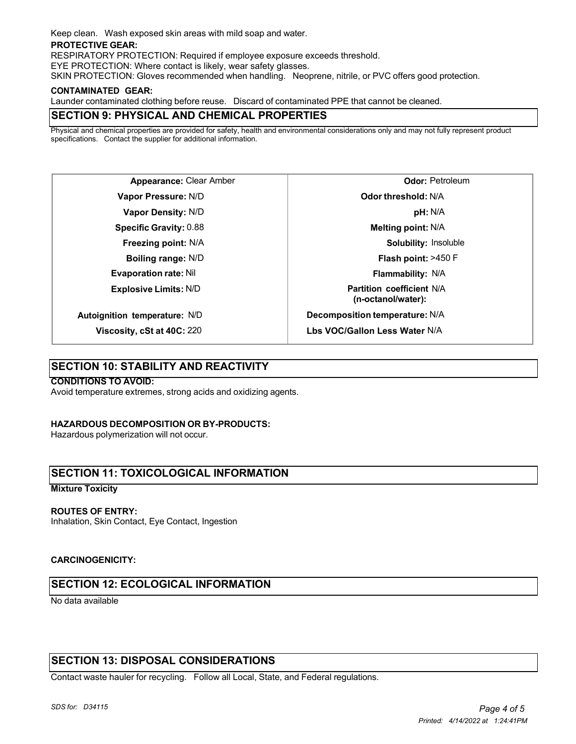Keep clean. Wash exposed skin areas with mild soap and water.

**PROTECTIVE GEAR:**

RESPIRATORY PROTECTION: Required if employee exposure exceeds threshold.
EYE PROTECTION: Where contact is likely, wear safety glasses.
SKIN PROTECTION: Gloves recommended when handling. Neoprene, nitrile, or PVC offers good protection.

**CONTAMINATED GEAR:**

Launder contaminated clothing before reuse. Discard of contaminated PPE that cannot be cleaned.

## SECTION 9: PHYSICAL AND CHEMICAL PROPERTIES

Physical and chemical properties are provided for safety, health and environmental considerations only and may not fully represent product specifications. Contact the supplier for additional information.

| | | | |
|---|---|---|---|
| **Appearance:** | Clear Amber | **Odor:** | Petroleum |
| **Vapor Pressure:** | N/D | **Odor threshold:** | N/A |
| **Vapor Density:** | N/D | **pH:** | N/A |
| **Specific Gravity:** | 0.88 | **Melting point:** | N/A |
| **Freezing point:** | N/A | **Solubility:** | Insoluble |
| **Boiling range:** | N/D | **Flash point:** | >450 F |
| **Evaporation rate:** | Nil | **Flammability:** | N/A |
| **Explosive Limits:** | N/D | **Partition coefficient (n-octanol/water):** | N/A |
| **Autoignition temperature:** | N/D | **Decomposition temperature:** | N/A |
| **Viscosity, cSt at 40C:** | 220 | **Lbs VOC/Gallon Less Water** | N/A |

## SECTION 10: STABILITY AND REACTIVITY

**CONDITIONS TO AVOID:**

Avoid temperature extremes, strong acids and oxidizing agents.

**HAZARDOUS DECOMPOSITION OR BY-PRODUCTS:**

Hazardous polymerization will not occur.

## SECTION 11: TOXICOLOGICAL INFORMATION

**Mixture Toxicity**

**ROUTES OF ENTRY:**

Inhalation, Skin Contact, Eye Contact, Ingestion

**CARCINOGENICITY:**

## SECTION 12: ECOLOGICAL INFORMATION

No data available

## SECTION 13: DISPOSAL CONSIDERATIONS

Contact waste hauler for recycling. Follow all Local, State, and Federal regulations.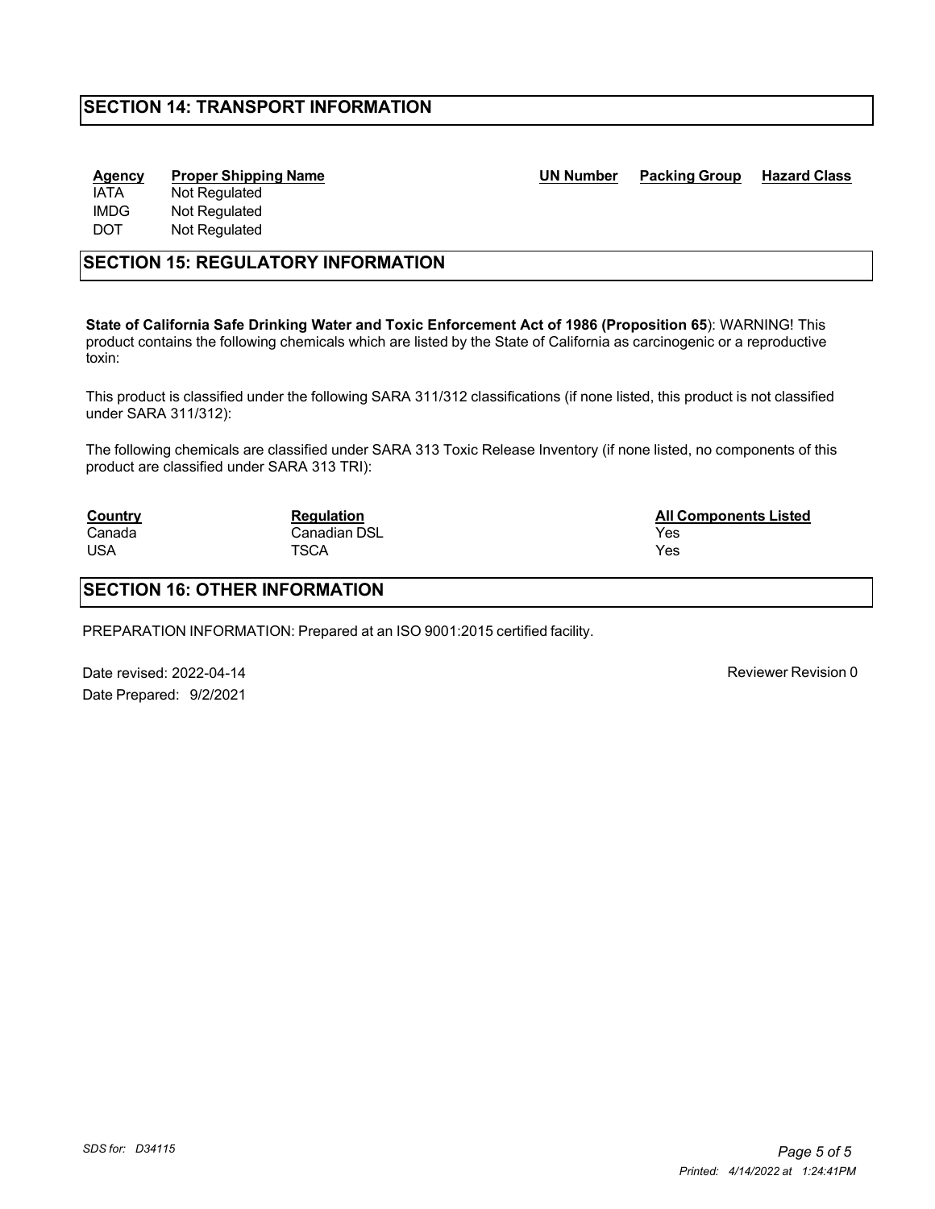## SECTION 14: TRANSPORT INFORMATION

| Agency | Proper Shipping Name | UN Number | Packing Group | Hazard Class |
|---|---|---|---|---|
| IATA | Not Regulated | | | |
| IMDG | Not Regulated | | | |
| DOT | Not Regulated | | | |

## SECTION 15: REGULATORY INFORMATION

**State of California Safe Drinking Water and Toxic Enforcement Act of 1986 (Proposition 65**): WARNING! This product contains the following chemicals which are listed by the State of California as carcinogenic or a reproductive toxin:

This product is classified under the following SARA 311/312 classifications (if none listed, this product is not classified under SARA 311/312):

The following chemicals are classified under SARA 313 Toxic Release Inventory (if none listed, no components of this product are classified under SARA 313 TRI):

| Country | Regulation | All Components Listed |
|---|---|---|
| Canada | Canadian DSL | Yes |
| USA | TSCA | Yes |

## SECTION 16: OTHER INFORMATION

PREPARATION INFORMATION: Prepared at an ISO 9001:2015 certified facility.

Date revised: 2022-04-14

Reviewer Revision 0

Date Prepared: 9/2/2021